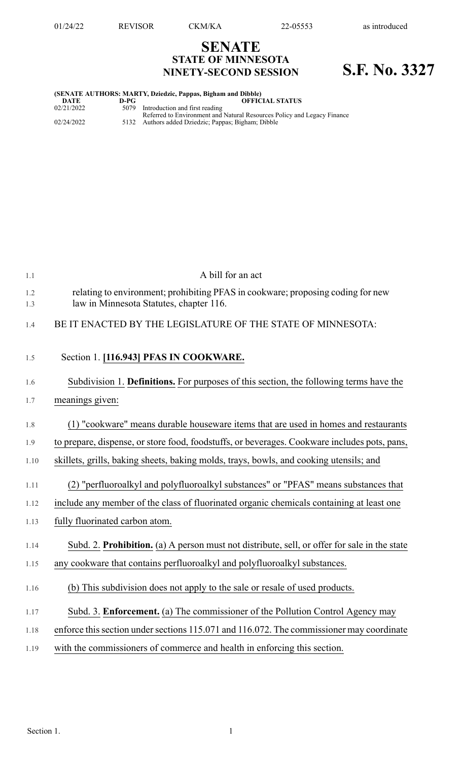# SENATE
## STATE OF MINNESOTA
## NINETY-SECOND SESSION

# S.F. No. 3327

**(SENATE AUTHORS: MARTY, Dziedzic, Pappas, Bigham and Dibble)**

| DATE | D-PG | OFFICIAL STATUS |
|---|---|---|
| 02/21/2022 | 5079 | Introduction and first reading<br>Referred to Environment and Natural Resources Policy and Legacy Finance |
| 02/24/2022 | 5132 | Authors added Dziedzic; Pappas; Bigham; Dibble |

A bill for an act

relating to environment; prohibiting PFAS in cookware; proposing coding for new law in Minnesota Statutes, chapter 116.

BE IT ENACTED BY THE LEGISLATURE OF THE STATE OF MINNESOTA:

Section 1. **[116.943] PFAS IN COOKWARE.**

Subdivision 1. **Definitions.** For purposes of this section, the following terms have the meanings given:

(1) "cookware" means durable houseware items that are used in homes and restaurants to prepare, dispense, or store food, foodstuffs, or beverages. Cookware includes pots, pans, skillets, grills, baking sheets, baking molds, trays, bowls, and cooking utensils; and

(2) "perfluoroalkyl and polyfluoroalkyl substances" or "PFAS" means substances that include any member of the class of fluorinated organic chemicals containing at least one fully fluorinated carbon atom.

Subd. 2. **Prohibition.** (a) A person must not distribute, sell, or offer for sale in the state any cookware that contains perfluoroalkyl and polyfluoroalkyl substances.

(b) This subdivision does not apply to the sale or resale of used products.

Subd. 3. **Enforcement.** (a) The commissioner of the Pollution Control Agency may enforce this section under sections 115.071 and 116.072. The commissioner may coordinate with the commissioners of commerce and health in enforcing this section.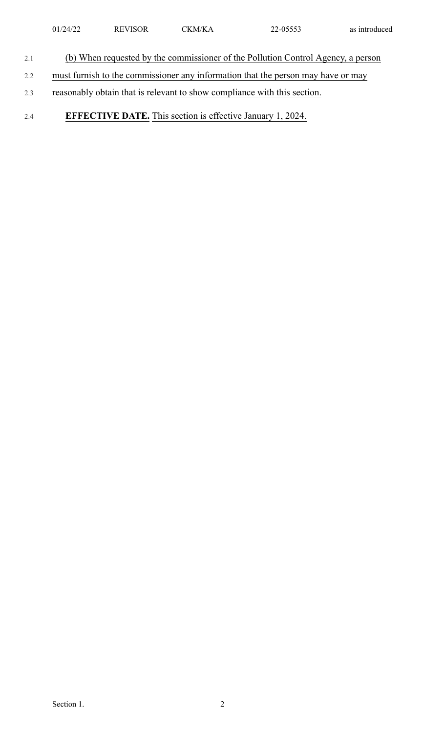(b) When requested by the commissioner of the Pollution Control Agency, a person must furnish to the commissioner any information that the person may have or may reasonably obtain that is relevant to show compliance with this section.

**EFFECTIVE DATE.** This section is effective January 1, 2024.